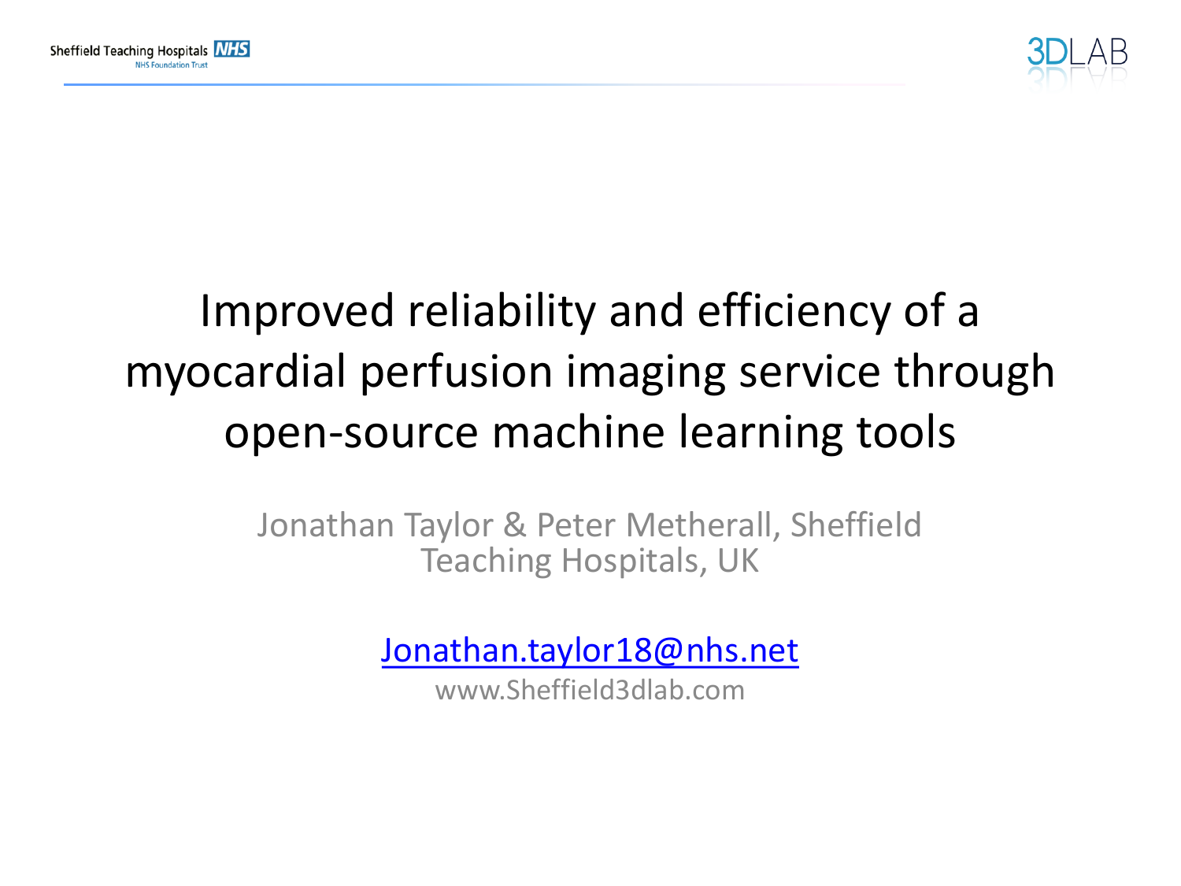# Improved reliability and efficiency of a myocardial perfusion imaging service through open-source machine learning tools

Jonathan Taylor & Peter Metherall, Sheffield Teaching Hospitals, UK

Jonathan.taylor18@nhs.net

www.Sheffield3dlab.com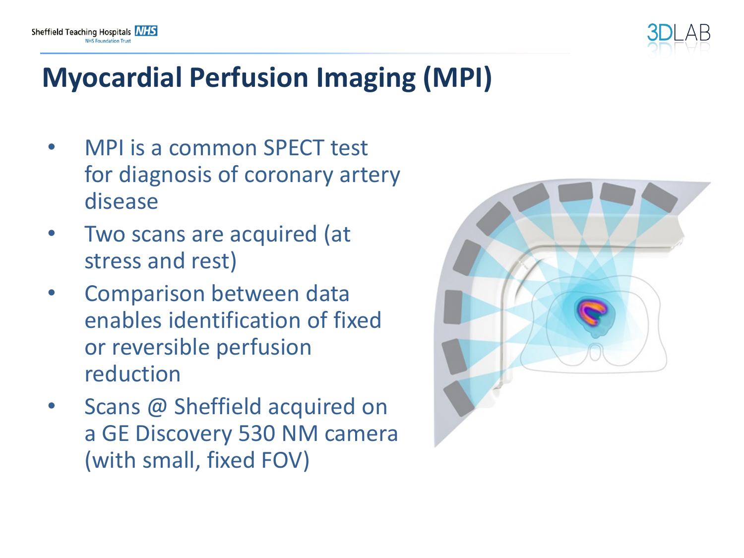# Myocardial Perfusion Imaging (MPI)

- MPI is a common SPECT test for diagnosis of coronary artery disease
- Two scans are acquired (at stress and rest)
- Comparison between data enables identification of fixed or reversible perfusion reduction
- Scans @ Sheffield acquired on a GE Discovery 530 NM camera (with small, fixed FOV)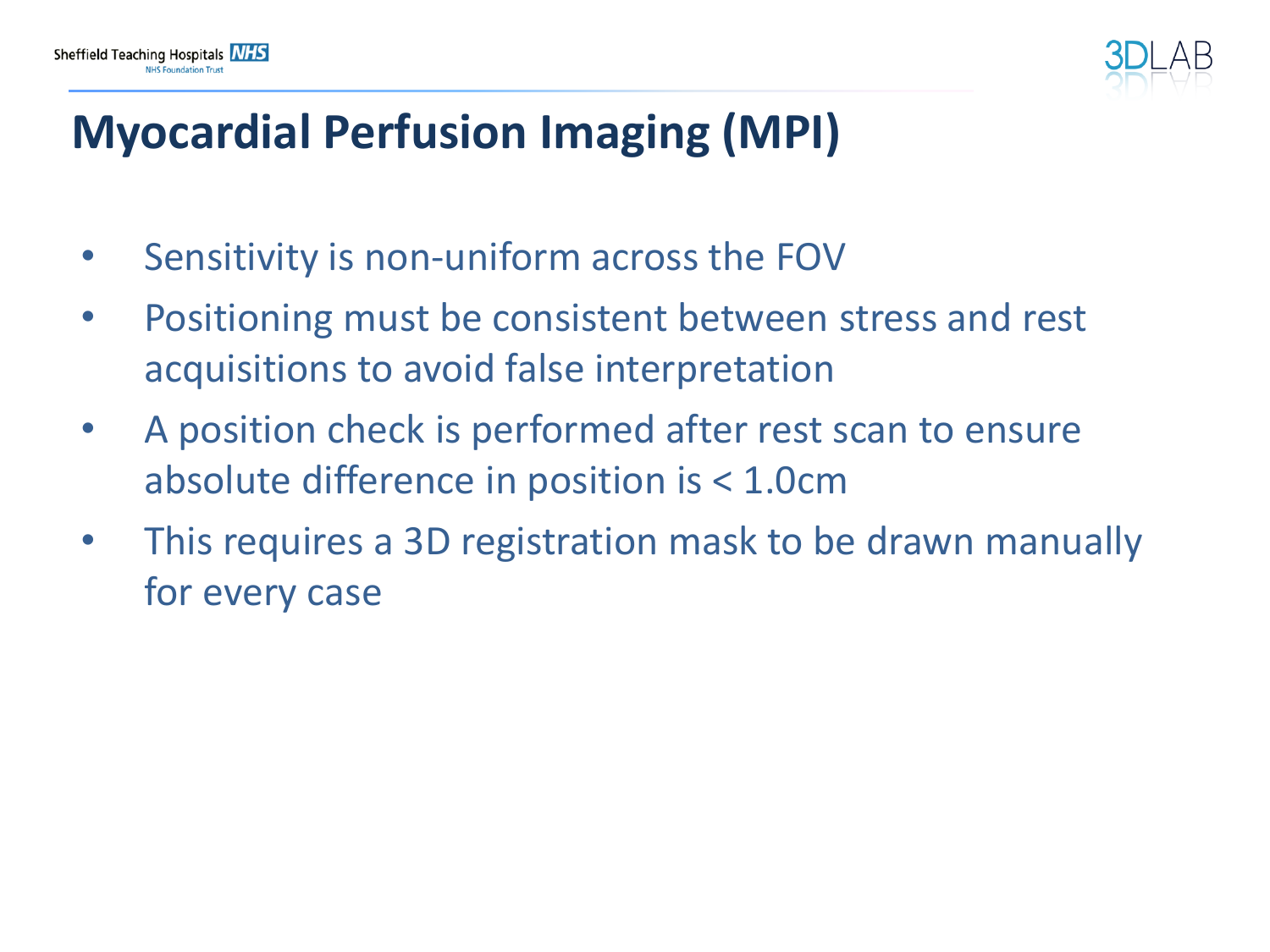# Myocardial Perfusion Imaging (MPI)

- Sensitivity is non-uniform across the FOV
- Positioning must be consistent between stress and rest acquisitions to avoid false interpretation
- A position check is performed after rest scan to ensure absolute difference in position is < 1.0cm
- This requires a 3D registration mask to be drawn manually for every case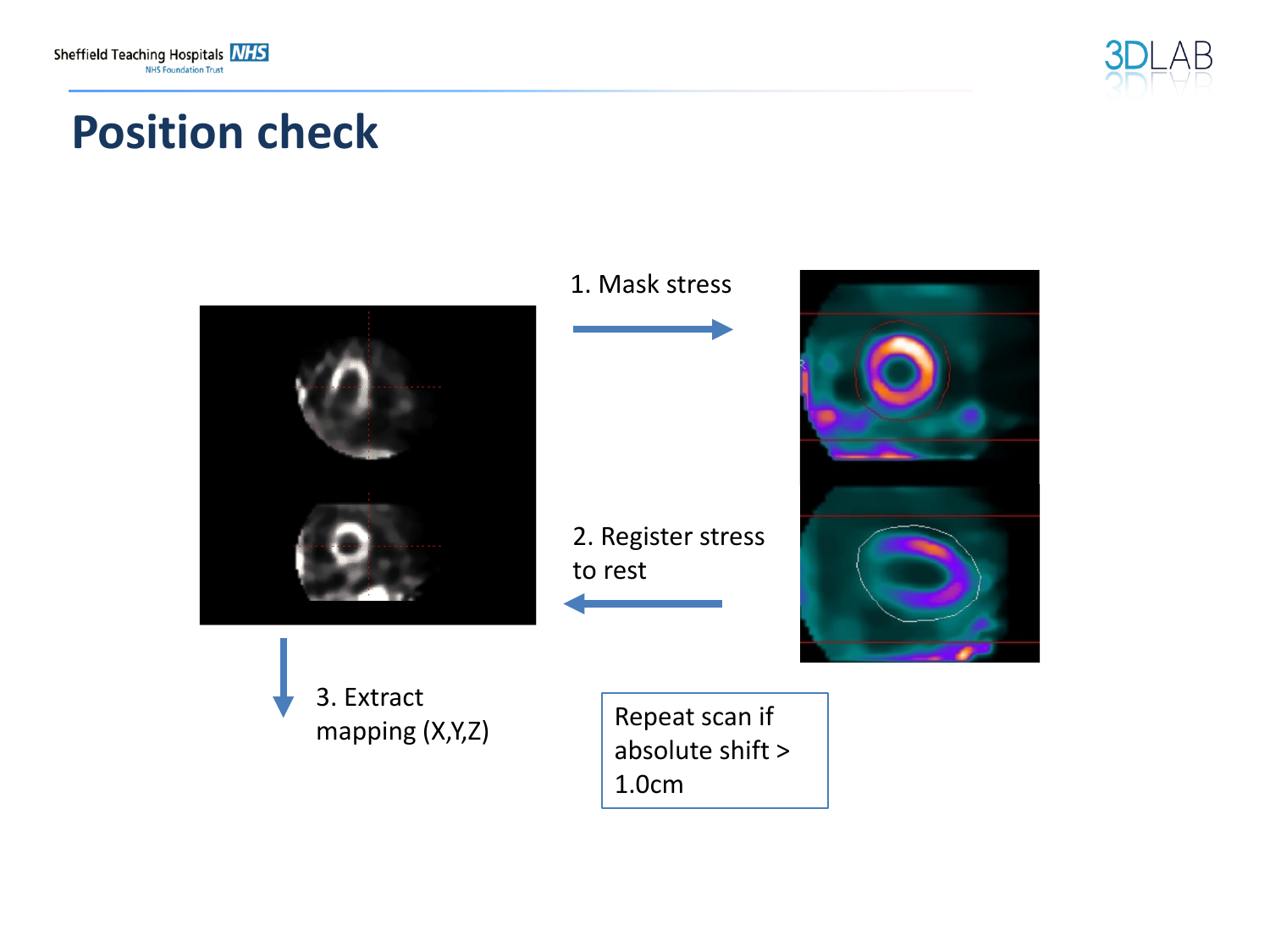# Position check

1. Mask stress

2. Register stress to rest

3. Extract mapping (X,Y,Z)

Repeat scan if absolute shift > 1.0cm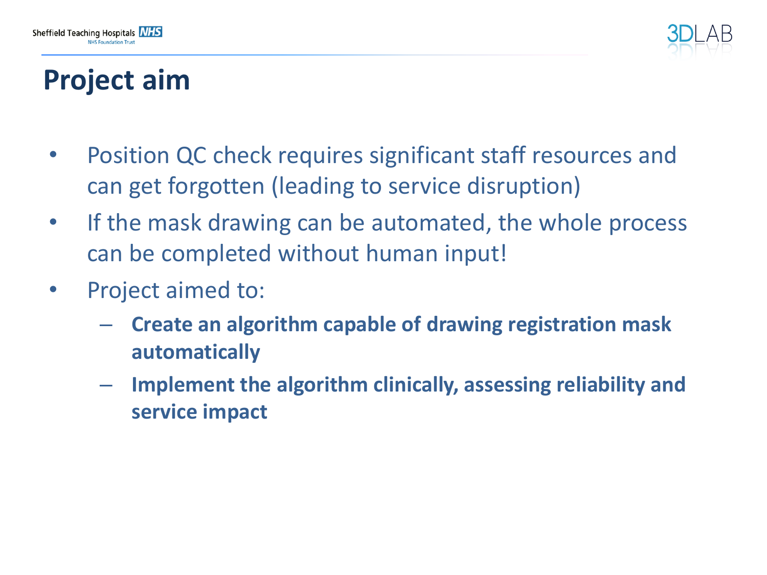# Project aim

- Position QC check requires significant staff resources and can get forgotten (leading to service disruption)
- If the mask drawing can be automated, the whole process can be completed without human input!
- Project aimed to:
  - **Create an algorithm capable of drawing registration mask automatically**
  - **Implement the algorithm clinically, assessing reliability and service impact**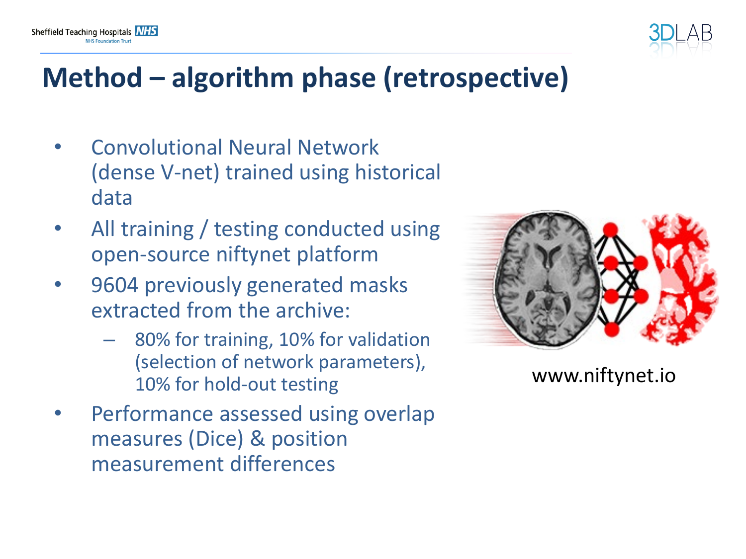# Method – algorithm phase (retrospective)

- Convolutional Neural Network (dense V-net) trained using historical data
- All training / testing conducted using open-source niftynet platform
- 9604 previously generated masks extracted from the archive:
  - 80% for training, 10% for validation (selection of network parameters), 10% for hold-out testing
- Performance assessed using overlap measures (Dice) & position measurement differences

www.niftynet.io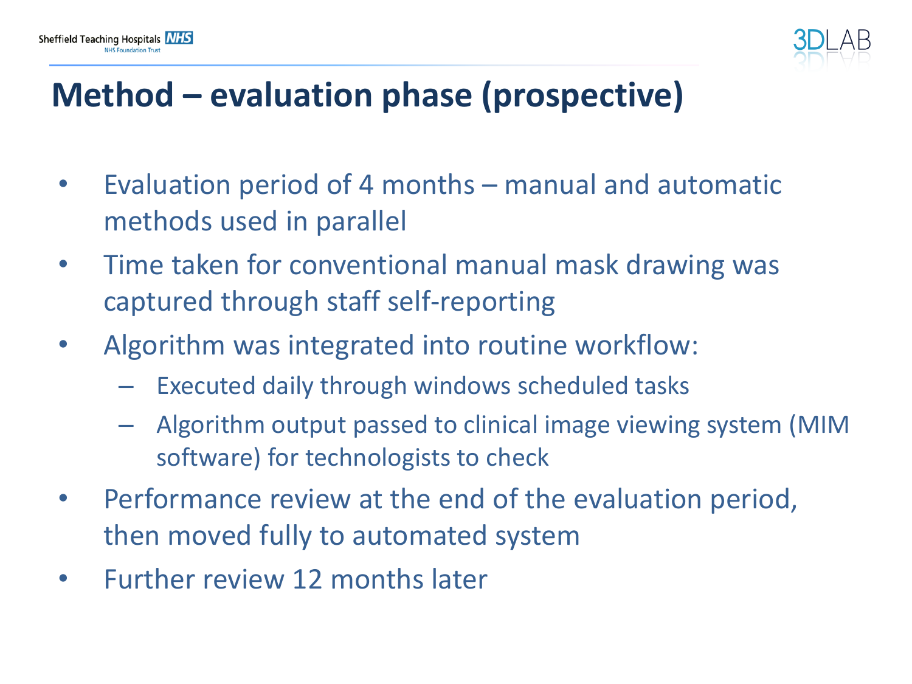# Method – evaluation phase (prospective)

- Evaluation period of 4 months – manual and automatic methods used in parallel
- Time taken for conventional manual mask drawing was captured through staff self-reporting
- Algorithm was integrated into routine workflow:
  - Executed daily through windows scheduled tasks
  - Algorithm output passed to clinical image viewing system (MIM software) for technologists to check
- Performance review at the end of the evaluation period, then moved fully to automated system
- Further review 12 months later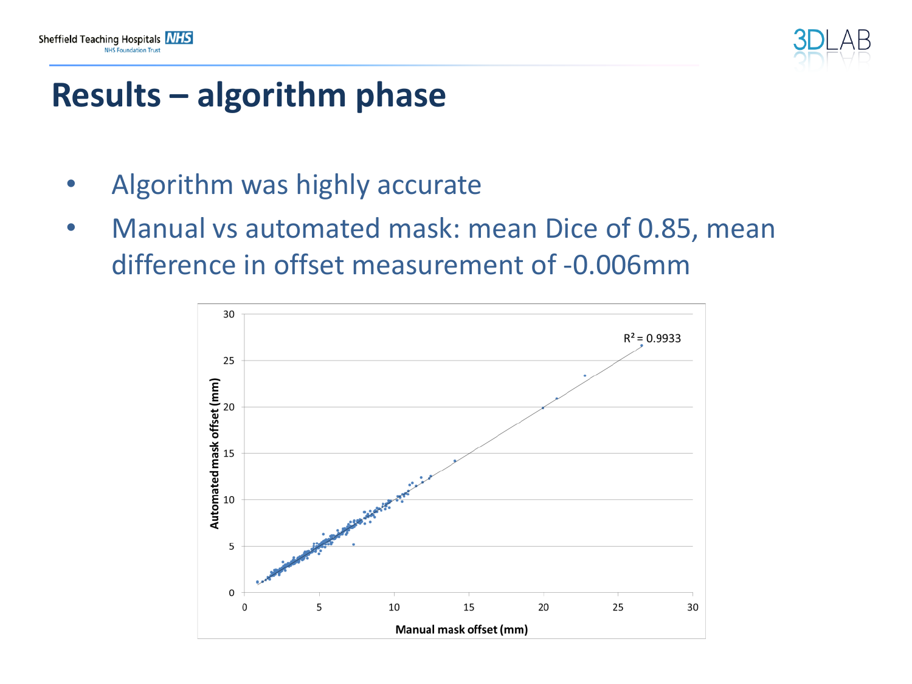# Results – algorithm phase

- Algorithm was highly accurate
- Manual vs automated mask: mean Dice of 0.85, mean difference in offset measurement of -0.006mm

$R^2 = 0.9933$

Automated mask offset (mm)

0
5
10
15
20
25
30

Manual mask offset (mm)

0
5
10
15
20
25
30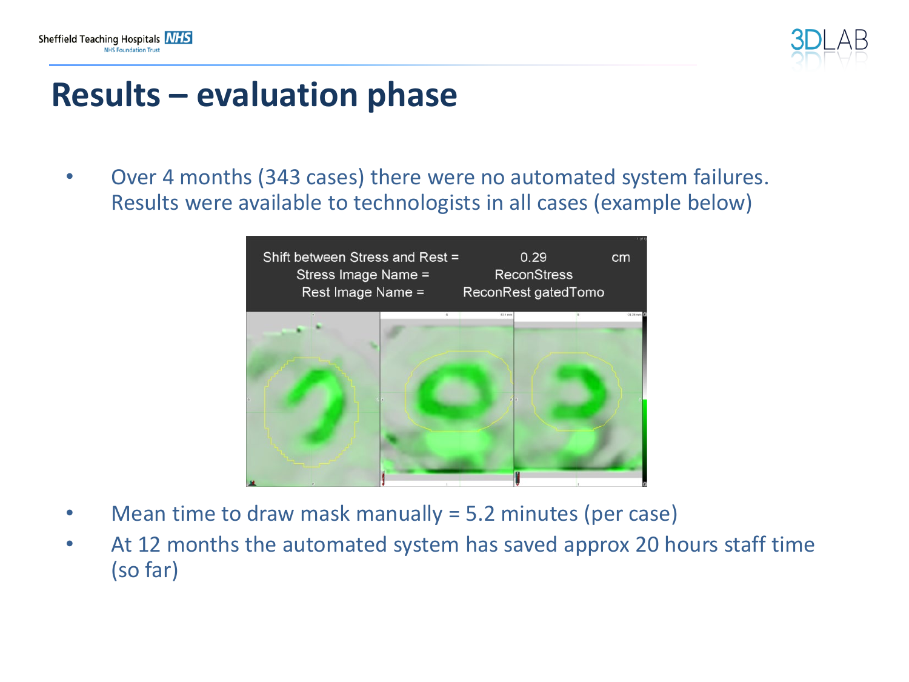# Results – evaluation phase

- Over 4 months (343 cases) there were no automated system failures. Results were available to technologists in all cases (example below)

Shift between Stress and Rest = 0.29 cm
Stress Image Name = ReconStress
Rest Image Name = ReconRest gatedTomo

- Mean time to draw mask manually = 5.2 minutes (per case)
- At 12 months the automated system has saved approx 20 hours staff time (so far)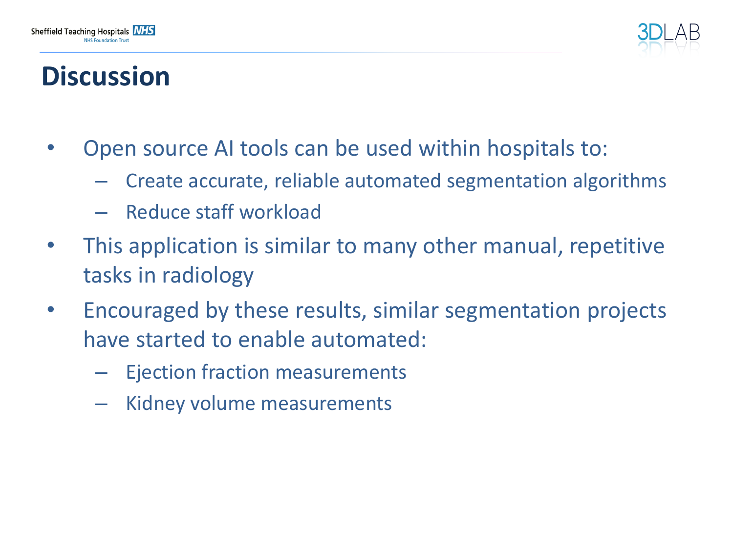# Discussion

- Open source AI tools can be used within hospitals to:
  - Create accurate, reliable automated segmentation algorithms
  - Reduce staff workload
- This application is similar to many other manual, repetitive tasks in radiology
- Encouraged by these results, similar segmentation projects have started to enable automated:
  - Ejection fraction measurements
  - Kidney volume measurements